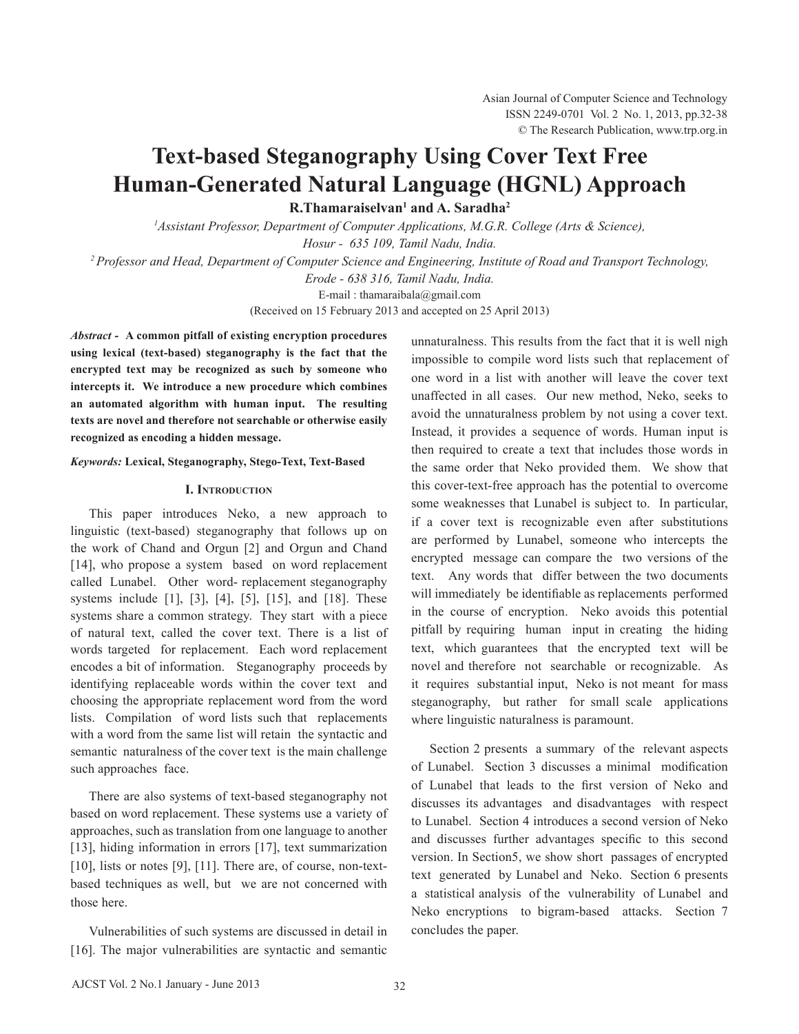# Text-based Steganography Using Cover Text Free Human-Generated Natural Language (HGNL) Approach

**R.Thamaraiselvan[1] and A. Saradha[2]**

[1]*Assistant Professor, Department of Computer Applications, M.G.R. College (Arts & Science), Hosur - 635 109, Tamil Nadu, India.*

[2]*Professor and Head, Department of Computer Science and Engineering, Institute of Road and Transport Technology, Erode - 638 316, Tamil Nadu, India.*

E-mail : thamaraibala@gmail.com

(Received on 15 February 2013 and accepted on 25 April 2013)

***Abstract* - A common pitfall of existing encryption procedures using lexical (text-based) steganography is the fact that the encrypted text may be recognized as such by someone who intercepts it. We introduce a new procedure which combines an automated algorithm with human input. The resulting texts are novel and therefore not searchable or otherwise easily recognized as encoding a hidden message.**

***Keywords:* Lexical, Steganography, Stego-Text, Text-Based**

## I. Introduction

This paper introduces Neko, a new approach to linguistic (text-based) steganography that follows up on the work of Chand and Orgun [2] and Orgun and Chand [14], who propose a system based on word replacement called Lunabel. Other word- replacement steganography systems include [1], [3], [4], [5], [15], and [18]. These systems share a common strategy. They start with a piece of natural text, called the cover text. There is a list of words targeted for replacement. Each word replacement encodes a bit of information. Steganography proceeds by identifying replaceable words within the cover text and choosing the appropriate replacement word from the word lists. Compilation of word lists such that replacements with a word from the same list will retain the syntactic and semantic naturalness of the cover text is the main challenge such approaches face.

There are also systems of text-based steganography not based on word replacement. These systems use a variety of approaches, such as translation from one language to another [13], hiding information in errors [17], text summarization [10], lists or notes [9], [11]. There are, of course, non-text-based techniques as well, but we are not concerned with those here.

Vulnerabilities of such systems are discussed in detail in [16]. The major vulnerabilities are syntactic and semantic unnaturalness. This results from the fact that it is well nigh impossible to compile word lists such that replacement of one word in a list with another will leave the cover text unaffected in all cases. Our new method, Neko, seeks to avoid the unnaturalness problem by not using a cover text. Instead, it provides a sequence of words. Human input is then required to create a text that includes those words in the same order that Neko provided them. We show that this cover-text-free approach has the potential to overcome some weaknesses that Lunabel is subject to. In particular, if a cover text is recognizable even after substitutions are performed by Lunabel, someone who intercepts the encrypted message can compare the two versions of the text. Any words that differ between the two documents will immediately be identifiable as replacements performed in the course of encryption. Neko avoids this potential pitfall by requiring human input in creating the hiding text, which guarantees that the encrypted text will be novel and therefore not searchable or recognizable. As it requires substantial input, Neko is not meant for mass steganography, but rather for small scale applications where linguistic naturalness is paramount.

Section 2 presents a summary of the relevant aspects of Lunabel. Section 3 discusses a minimal modification of Lunabel that leads to the first version of Neko and discusses its advantages and disadvantages with respect to Lunabel. Section 4 introduces a second version of Neko and discusses further advantages specific to this second version. In Section5, we show short passages of encrypted text generated by Lunabel and Neko. Section 6 presents a statistical analysis of the vulnerability of Lunabel and Neko encryptions to bigram-based attacks. Section 7 concludes the paper.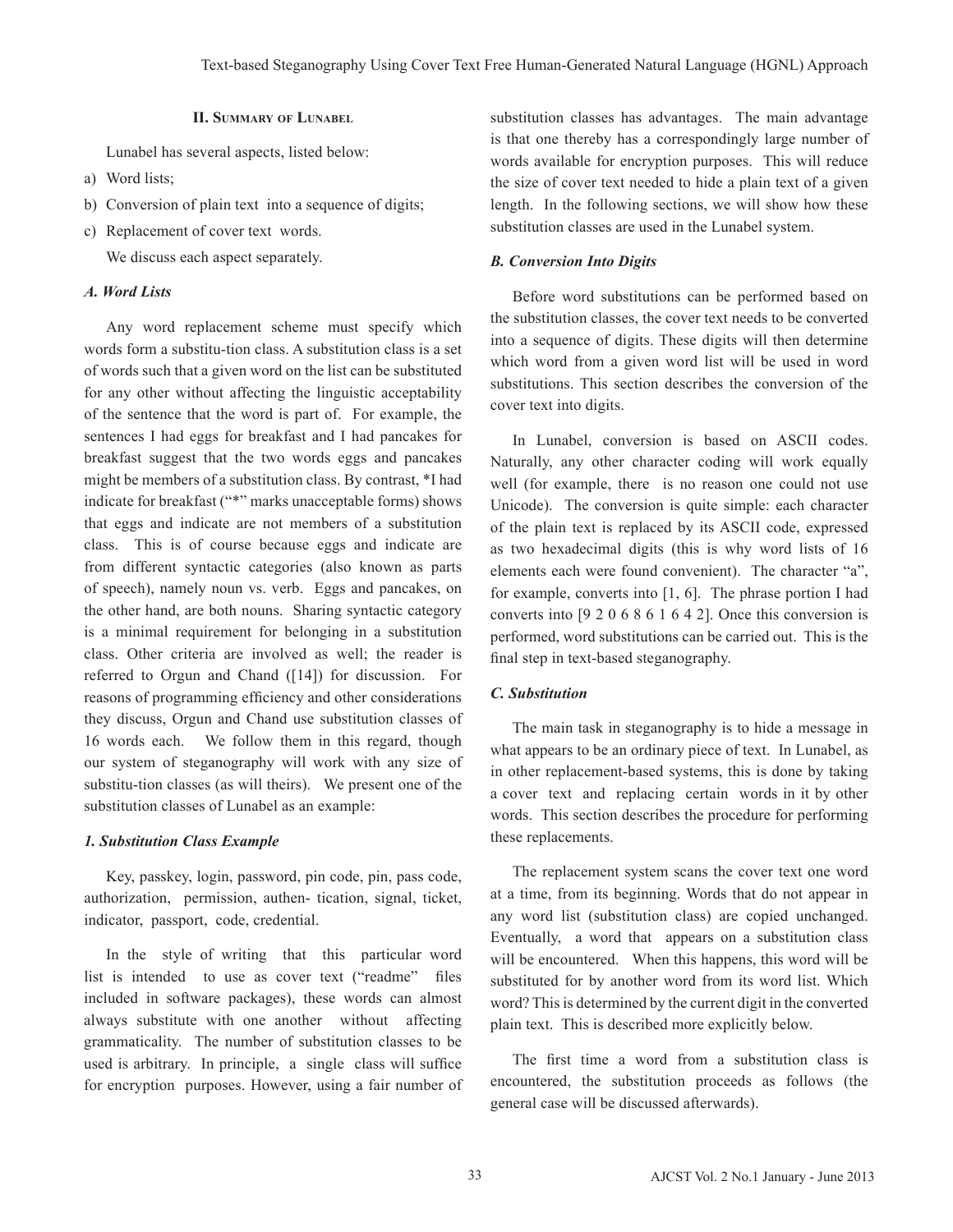## II. Summary of Lunabel

Lunabel has several aspects, listed below:

a) Word lists;
b) Conversion of plain text into a sequence of digits;
c) Replacement of cover text words.

We discuss each aspect separately.

### *A. Word Lists*

Any word replacement scheme must specify which words form a substitu-tion class. A substitution class is a set of words such that a given word on the list can be substituted for any other without affecting the linguistic acceptability of the sentence that the word is part of. For example, the sentences I had eggs for breakfast and I had pancakes for breakfast suggest that the two words eggs and pancakes might be members of a substitution class. By contrast, *I had indicate for breakfast ("*" marks unacceptable forms) shows that eggs and indicate are not members of a substitution class. This is of course because eggs and indicate are from different syntactic categories (also known as parts of speech), namely noun vs. verb. Eggs and pancakes, on the other hand, are both nouns. Sharing syntactic category is a minimal requirement for belonging in a substitution class. Other criteria are involved as well; the reader is referred to Orgun and Chand ([14]) for discussion. For reasons of programming efficiency and other considerations they discuss, Orgun and Chand use substitution classes of 16 words each. We follow them in this regard, though our system of steganography will work with any size of substitu-tion classes (as will theirs). We present one of the substitution classes of Lunabel as an example:

#### *1. Substitution Class Example*

Key, passkey, login, password, pin code, pin, pass code, authorization, permission, authen- tication, signal, ticket, indicator, passport, code, credential.

In the style of writing that this particular word list is intended to use as cover text ("readme" files included in software packages), these words can almost always substitute with one another without affecting grammaticality. The number of substitution classes to be used is arbitrary. In principle, a single class will suffice for encryption purposes. However, using a fair number of substitution classes has advantages. The main advantage is that one thereby has a correspondingly large number of words available for encryption purposes. This will reduce the size of cover text needed to hide a plain text of a given length. In the following sections, we will show how these substitution classes are used in the Lunabel system.

### *B. Conversion Into Digits*

Before word substitutions can be performed based on the substitution classes, the cover text needs to be converted into a sequence of digits. These digits will then determine which word from a given word list will be used in word substitutions. This section describes the conversion of the cover text into digits.

In Lunabel, conversion is based on ASCII codes. Naturally, any other character coding will work equally well (for example, there is no reason one could not use Unicode). The conversion is quite simple: each character of the plain text is replaced by its ASCII code, expressed as two hexadecimal digits (this is why word lists of 16 elements each were found convenient). The character "a", for example, converts into [1, 6]. The phrase portion I had converts into [9 2 0 6 8 6 1 6 4 2]. Once this conversion is performed, word substitutions can be carried out. This is the final step in text-based steganography.

### *C. Substitution*

The main task in steganography is to hide a message in what appears to be an ordinary piece of text. In Lunabel, as in other replacement-based systems, this is done by taking a cover text and replacing certain words in it by other words. This section describes the procedure for performing these replacements.

The replacement system scans the cover text one word at a time, from its beginning. Words that do not appear in any word list (substitution class) are copied unchanged. Eventually, a word that appears on a substitution class will be encountered. When this happens, this word will be substituted for by another word from its word list. Which word? This is determined by the current digit in the converted plain text. This is described more explicitly below.

The first time a word from a substitution class is encountered, the substitution proceeds as follows (the general case will be discussed afterwards).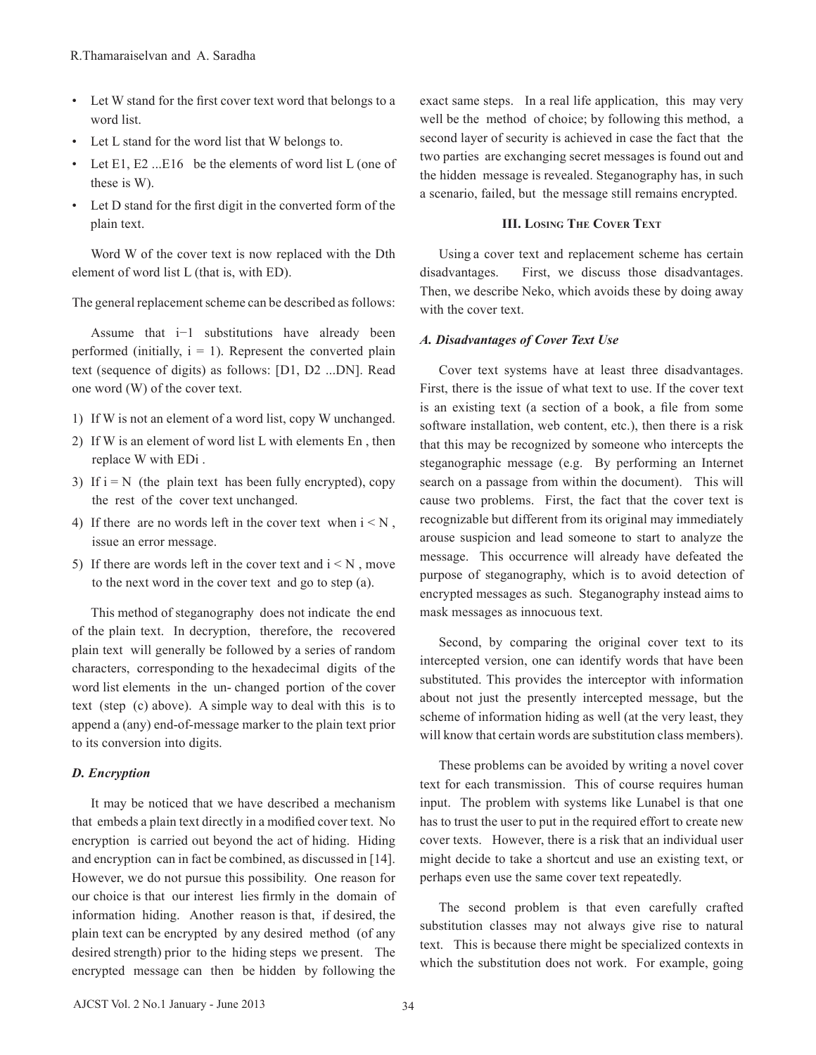- Let W stand for the first cover text word that belongs to a word list.
- Let L stand for the word list that W belongs to.
- Let E1, E2 ...E16 be the elements of word list L (one of these is W).
- Let D stand for the first digit in the converted form of the plain text.

Word W of the cover text is now replaced with the Dth element of word list L (that is, with ED).

The general replacement scheme can be described as follows:

Assume that i−1 substitutions have already been performed (initially, i = 1). Represent the converted plain text (sequence of digits) as follows: [D1, D2 ...DN]. Read one word (W) of the cover text.

1) If W is not an element of a word list, copy W unchanged.
2) If W is an element of word list L with elements En , then replace W with EDi .
3) If i = N (the plain text has been fully encrypted), copy the rest of the cover text unchanged.
4) If there are no words left in the cover text when i < N , issue an error message.
5) If there are words left in the cover text and i < N , move to the next word in the cover text and go to step (a).

This method of steganography does not indicate the end of the plain text. In decryption, therefore, the recovered plain text will generally be followed by a series of random characters, corresponding to the hexadecimal digits of the word list elements in the un- changed portion of the cover text (step (c) above). A simple way to deal with this is to append a (any) end-of-message marker to the plain text prior to its conversion into digits.

### *D. Encryption*

It may be noticed that we have described a mechanism that embeds a plain text directly in a modified cover text. No encryption is carried out beyond the act of hiding. Hiding and encryption can in fact be combined, as discussed in [14]. However, we do not pursue this possibility. One reason for our choice is that our interest lies firmly in the domain of information hiding. Another reason is that, if desired, the plain text can be encrypted by any desired method (of any desired strength) prior to the hiding steps we present. The encrypted message can then be hidden by following the exact same steps. In a real life application, this may very well be the method of choice; by following this method, a second layer of security is achieved in case the fact that the two parties are exchanging secret messages is found out and the hidden message is revealed. Steganography has, in such a scenario, failed, but the message still remains encrypted.

## III. Losing The Cover Text

Using a cover text and replacement scheme has certain disadvantages. First, we discuss those disadvantages. Then, we describe Neko, which avoids these by doing away with the cover text.

### *A. Disadvantages of Cover Text Use*

Cover text systems have at least three disadvantages. First, there is the issue of what text to use. If the cover text is an existing text (a section of a book, a file from some software installation, web content, etc.), then there is a risk that this may be recognized by someone who intercepts the steganographic message (e.g. By performing an Internet search on a passage from within the document). This will cause two problems. First, the fact that the cover text is recognizable but different from its original may immediately arouse suspicion and lead someone to start to analyze the message. This occurrence will already have defeated the purpose of steganography, which is to avoid detection of encrypted messages as such. Steganography instead aims to mask messages as innocuous text.

Second, by comparing the original cover text to its intercepted version, one can identify words that have been substituted. This provides the interceptor with information about not just the presently intercepted message, but the scheme of information hiding as well (at the very least, they will know that certain words are substitution class members).

These problems can be avoided by writing a novel cover text for each transmission. This of course requires human input. The problem with systems like Lunabel is that one has to trust the user to put in the required effort to create new cover texts. However, there is a risk that an individual user might decide to take a shortcut and use an existing text, or perhaps even use the same cover text repeatedly.

The second problem is that even carefully crafted substitution classes may not always give rise to natural text. This is because there might be specialized contexts in which the substitution does not work. For example, going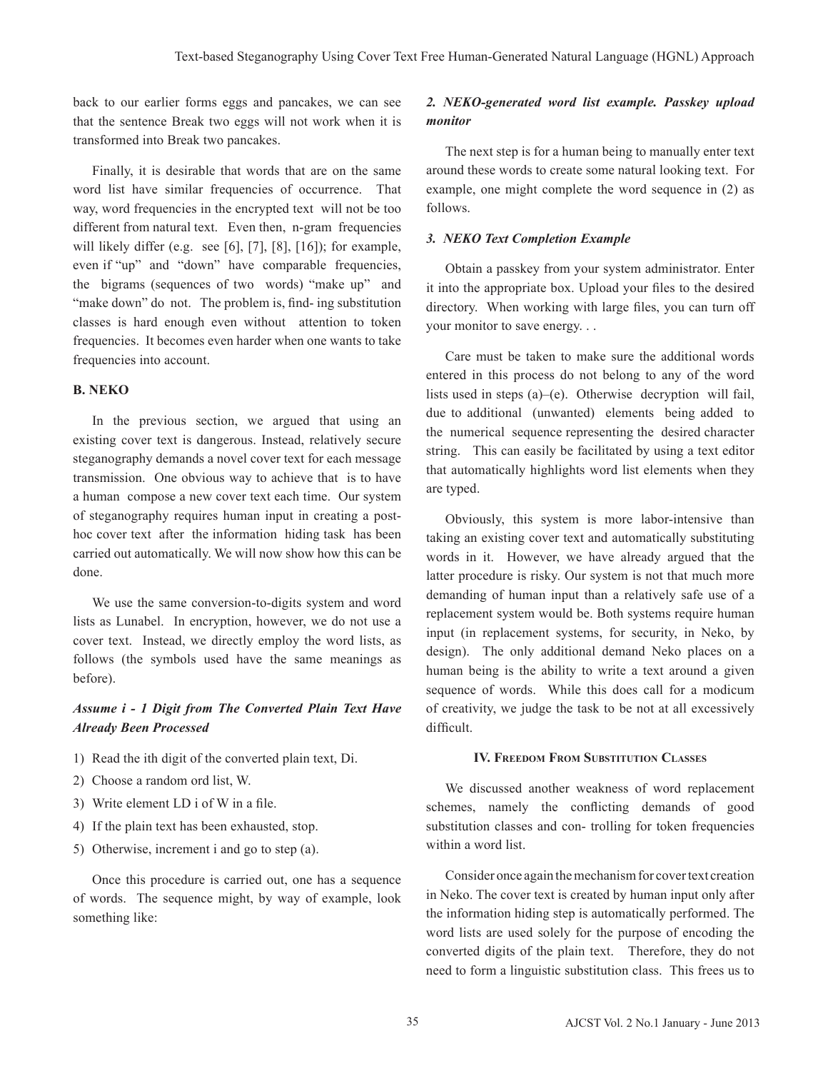back to our earlier forms eggs and pancakes, we can see that the sentence Break two eggs will not work when it is transformed into Break two pancakes.

Finally, it is desirable that words that are on the same word list have similar frequencies of occurrence. That way, word frequencies in the encrypted text will not be too different from natural text. Even then, n-gram frequencies will likely differ (e.g. see [6], [7], [8], [16]); for example, even if "up" and "down" have comparable frequencies, the bigrams (sequences of two words) "make up" and "make down" do not. The problem is, find- ing substitution classes is hard enough even without attention to token frequencies. It becomes even harder when one wants to take frequencies into account.

### B. NEKO

In the previous section, we argued that using an existing cover text is dangerous. Instead, relatively secure steganography demands a novel cover text for each message transmission. One obvious way to achieve that is to have a human compose a new cover text each time. Our system of steganography requires human input in creating a post-hoc cover text after the information hiding task has been carried out automatically. We will now show how this can be done.

We use the same conversion-to-digits system and word lists as Lunabel. In encryption, however, we do not use a cover text. Instead, we directly employ the word lists, as follows (the symbols used have the same meanings as before).

#### *Assume i - 1 Digit from The Converted Plain Text Have Already Been Processed*

1) Read the ith digit of the converted plain text, Di.
2) Choose a random ord list, W.
3) Write element LD i of W in a file.
4) If the plain text has been exhausted, stop.
5) Otherwise, increment i and go to step (a).

Once this procedure is carried out, one has a sequence of words. The sequence might, by way of example, look something like:

#### *2. NEKO-generated word list example. Passkey upload monitor*

The next step is for a human being to manually enter text around these words to create some natural looking text. For example, one might complete the word sequence in (2) as follows.

#### *3. NEKO Text Completion Example*

Obtain a passkey from your system administrator. Enter it into the appropriate box. Upload your files to the desired directory. When working with large files, you can turn off your monitor to save energy. . .

Care must be taken to make sure the additional words entered in this process do not belong to any of the word lists used in steps (a)–(e). Otherwise decryption will fail, due to additional (unwanted) elements being added to the numerical sequence representing the desired character string. This can easily be facilitated by using a text editor that automatically highlights word list elements when they are typed.

Obviously, this system is more labor-intensive than taking an existing cover text and automatically substituting words in it. However, we have already argued that the latter procedure is risky. Our system is not that much more demanding of human input than a relatively safe use of a replacement system would be. Both systems require human input (in replacement systems, for security, in Neko, by design). The only additional demand Neko places on a human being is the ability to write a text around a given sequence of words. While this does call for a modicum of creativity, we judge the task to be not at all excessively difficult.

## IV. Freedom From Substitution Classes

We discussed another weakness of word replacement schemes, namely the conflicting demands of good substitution classes and con- trolling for token frequencies within a word list.

Consider once again the mechanism for cover text creation in Neko. The cover text is created by human input only after the information hiding step is automatically performed. The word lists are used solely for the purpose of encoding the converted digits of the plain text. Therefore, they do not need to form a linguistic substitution class. This frees us to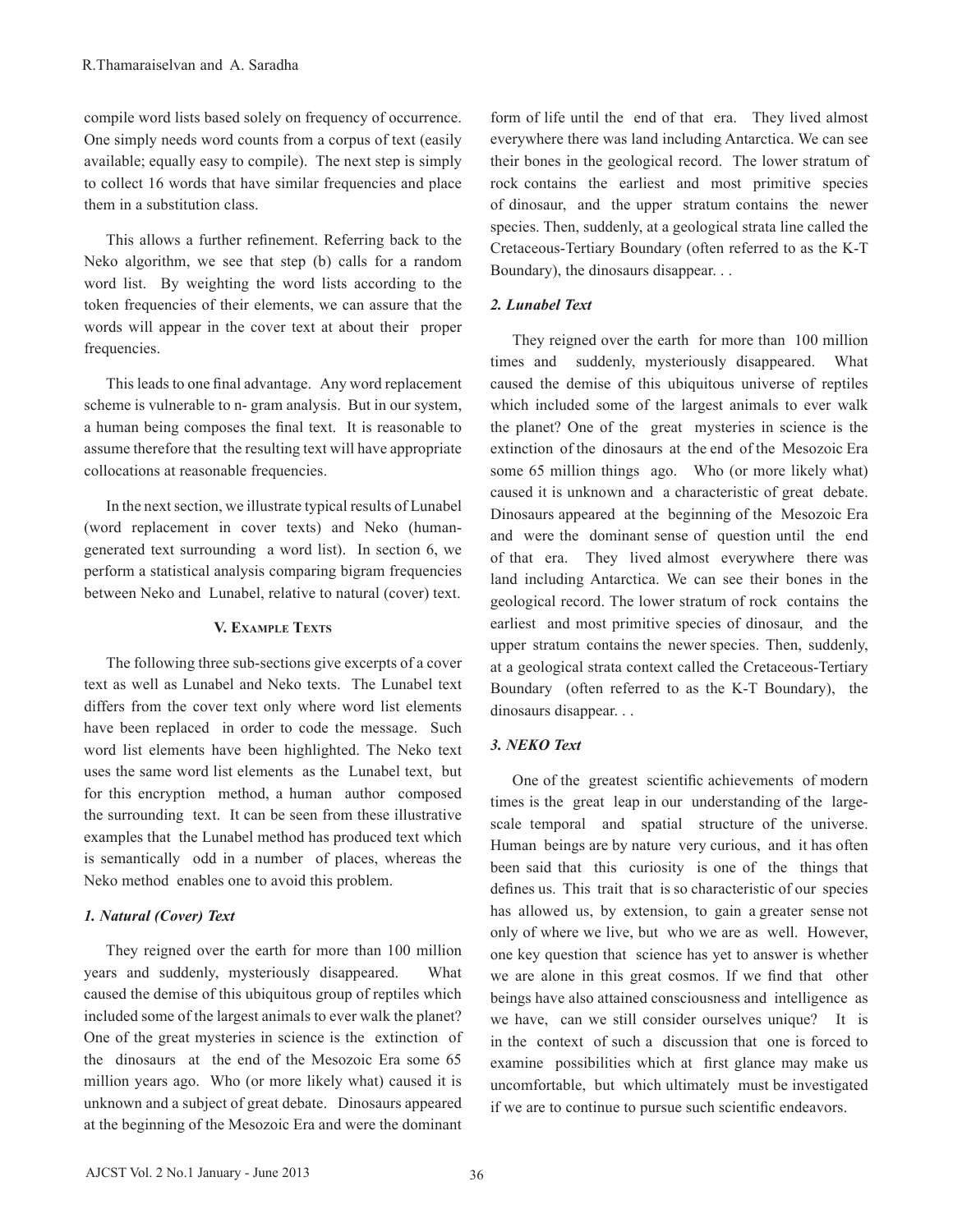compile word lists based solely on frequency of occurrence. One simply needs word counts from a corpus of text (easily available; equally easy to compile). The next step is simply to collect 16 words that have similar frequencies and place them in a substitution class.

This allows a further refinement. Referring back to the Neko algorithm, we see that step (b) calls for a random word list. By weighting the word lists according to the token frequencies of their elements, we can assure that the words will appear in the cover text at about their proper frequencies.

This leads to one final advantage. Any word replacement scheme is vulnerable to n- gram analysis. But in our system, a human being composes the final text. It is reasonable to assume therefore that the resulting text will have appropriate collocations at reasonable frequencies.

In the next section, we illustrate typical results of Lunabel (word replacement in cover texts) and Neko (human-generated text surrounding a word list). In section 6, we perform a statistical analysis comparing bigram frequencies between Neko and Lunabel, relative to natural (cover) text.

## V. Example Texts

The following three sub-sections give excerpts of a cover text as well as Lunabel and Neko texts. The Lunabel text differs from the cover text only where word list elements have been replaced in order to code the message. Such word list elements have been highlighted. The Neko text uses the same word list elements as the Lunabel text, but for this encryption method, a human author composed the surrounding text. It can be seen from these illustrative examples that the Lunabel method has produced text which is semantically odd in a number of places, whereas the Neko method enables one to avoid this problem.

### *1. Natural (Cover) Text*

They reigned over the earth for more than 100 million years and suddenly, mysteriously disappeared. What caused the demise of this ubiquitous group of reptiles which included some of the largest animals to ever walk the planet? One of the great mysteries in science is the extinction of the dinosaurs at the end of the Mesozoic Era some 65 million years ago. Who (or more likely what) caused it is unknown and a subject of great debate. Dinosaurs appeared at the beginning of the Mesozoic Era and were the dominant form of life until the end of that era. They lived almost everywhere there was land including Antarctica. We can see their bones in the geological record. The lower stratum of rock contains the earliest and most primitive species of dinosaur, and the upper stratum contains the newer species. Then, suddenly, at a geological strata line called the Cretaceous-Tertiary Boundary (often referred to as the K-T Boundary), the dinosaurs disappear. . .

### *2. Lunabel Text*

They reigned over the earth for more than 100 million times and suddenly, mysteriously disappeared. What caused the demise of this ubiquitous universe of reptiles which included some of the largest animals to ever walk the planet? One of the great mysteries in science is the extinction of the dinosaurs at the end of the Mesozoic Era some 65 million things ago. Who (or more likely what) caused it is unknown and a characteristic of great debate. Dinosaurs appeared at the beginning of the Mesozoic Era and were the dominant sense of question until the end of that era. They lived almost everywhere there was land including Antarctica. We can see their bones in the geological record. The lower stratum of rock contains the earliest and most primitive species of dinosaur, and the upper stratum contains the newer species. Then, suddenly, at a geological strata context called the Cretaceous-Tertiary Boundary (often referred to as the K-T Boundary), the dinosaurs disappear. . .

### *3. NEKO Text*

One of the greatest scientific achievements of modern times is the great leap in our understanding of the large-scale temporal and spatial structure of the universe. Human beings are by nature very curious, and it has often been said that this curiosity is one of the things that defines us. This trait that is so characteristic of our species has allowed us, by extension, to gain a greater sense not only of where we live, but who we are as well. However, one key question that science has yet to answer is whether we are alone in this great cosmos. If we find that other beings have also attained consciousness and intelligence as we have, can we still consider ourselves unique? It is in the context of such a discussion that one is forced to examine possibilities which at first glance may make us uncomfortable, but which ultimately must be investigated if we are to continue to pursue such scientific endeavors.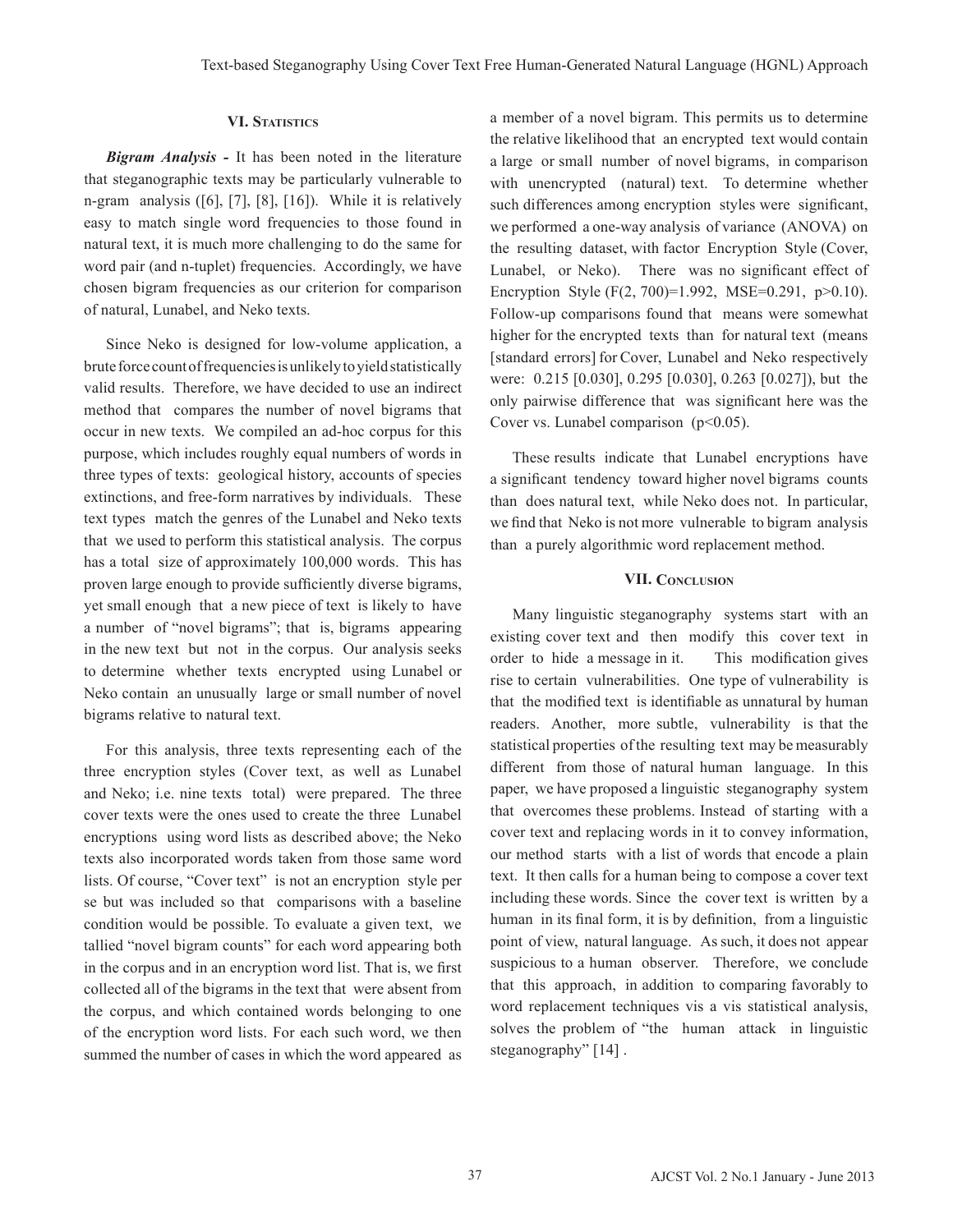## VI. Statistics

***Bigram Analysis -*** It has been noted in the literature that steganographic texts may be particularly vulnerable to n-gram analysis ([6], [7], [8], [16]). While it is relatively easy to match single word frequencies to those found in natural text, it is much more challenging to do the same for word pair (and n-tuplet) frequencies. Accordingly, we have chosen bigram frequencies as our criterion for comparison of natural, Lunabel, and Neko texts.

Since Neko is designed for low-volume application, a brute force count of frequencies is unlikely to yield statistically valid results. Therefore, we have decided to use an indirect method that compares the number of novel bigrams that occur in new texts. We compiled an ad-hoc corpus for this purpose, which includes roughly equal numbers of words in three types of texts: geological history, accounts of species extinctions, and free-form narratives by individuals. These text types match the genres of the Lunabel and Neko texts that we used to perform this statistical analysis. The corpus has a total size of approximately 100,000 words. This has proven large enough to provide sufficiently diverse bigrams, yet small enough that a new piece of text is likely to have a number of "novel bigrams"; that is, bigrams appearing in the new text but not in the corpus. Our analysis seeks to determine whether texts encrypted using Lunabel or Neko contain an unusually large or small number of novel bigrams relative to natural text.

For this analysis, three texts representing each of the three encryption styles (Cover text, as well as Lunabel and Neko; i.e. nine texts total) were prepared. The three cover texts were the ones used to create the three Lunabel encryptions using word lists as described above; the Neko texts also incorporated words taken from those same word lists. Of course, "Cover text" is not an encryption style per se but was included so that comparisons with a baseline condition would be possible. To evaluate a given text, we tallied "novel bigram counts" for each word appearing both in the corpus and in an encryption word list. That is, we first collected all of the bigrams in the text that were absent from the corpus, and which contained words belonging to one of the encryption word lists. For each such word, we then summed the number of cases in which the word appeared as a member of a novel bigram. This permits us to determine the relative likelihood that an encrypted text would contain a large or small number of novel bigrams, in comparison with unencrypted (natural) text. To determine whether such differences among encryption styles were significant, we performed a one-way analysis of variance (ANOVA) on the resulting dataset, with factor Encryption Style (Cover, Lunabel, or Neko). There was no significant effect of Encryption Style ($F(2, 700)=1.992$, $MSE=0.291$, $p>0.10$). Follow-up comparisons found that means were somewhat higher for the encrypted texts than for natural text (means [standard errors] for Cover, Lunabel and Neko respectively were: 0.215 [0.030], 0.295 [0.030], 0.263 [0.027]), but the only pairwise difference that was significant here was the Cover vs. Lunabel comparison ($p<0.05$).

These results indicate that Lunabel encryptions have a significant tendency toward higher novel bigrams counts than does natural text, while Neko does not. In particular, we find that Neko is not more vulnerable to bigram analysis than a purely algorithmic word replacement method.

## VII. Conclusion

Many linguistic steganography systems start with an existing cover text and then modify this cover text in order to hide a message in it. This modification gives rise to certain vulnerabilities. One type of vulnerability is that the modified text is identifiable as unnatural by human readers. Another, more subtle, vulnerability is that the statistical properties of the resulting text may be measurably different from those of natural human language. In this paper, we have proposed a linguistic steganography system that overcomes these problems. Instead of starting with a cover text and replacing words in it to convey information, our method starts with a list of words that encode a plain text. It then calls for a human being to compose a cover text including these words. Since the cover text is written by a human in its final form, it is by definition, from a linguistic point of view, natural language. As such, it does not appear suspicious to a human observer. Therefore, we conclude that this approach, in addition to comparing favorably to word replacement techniques vis a vis statistical analysis, solves the problem of "the human attack in linguistic steganography" [14] .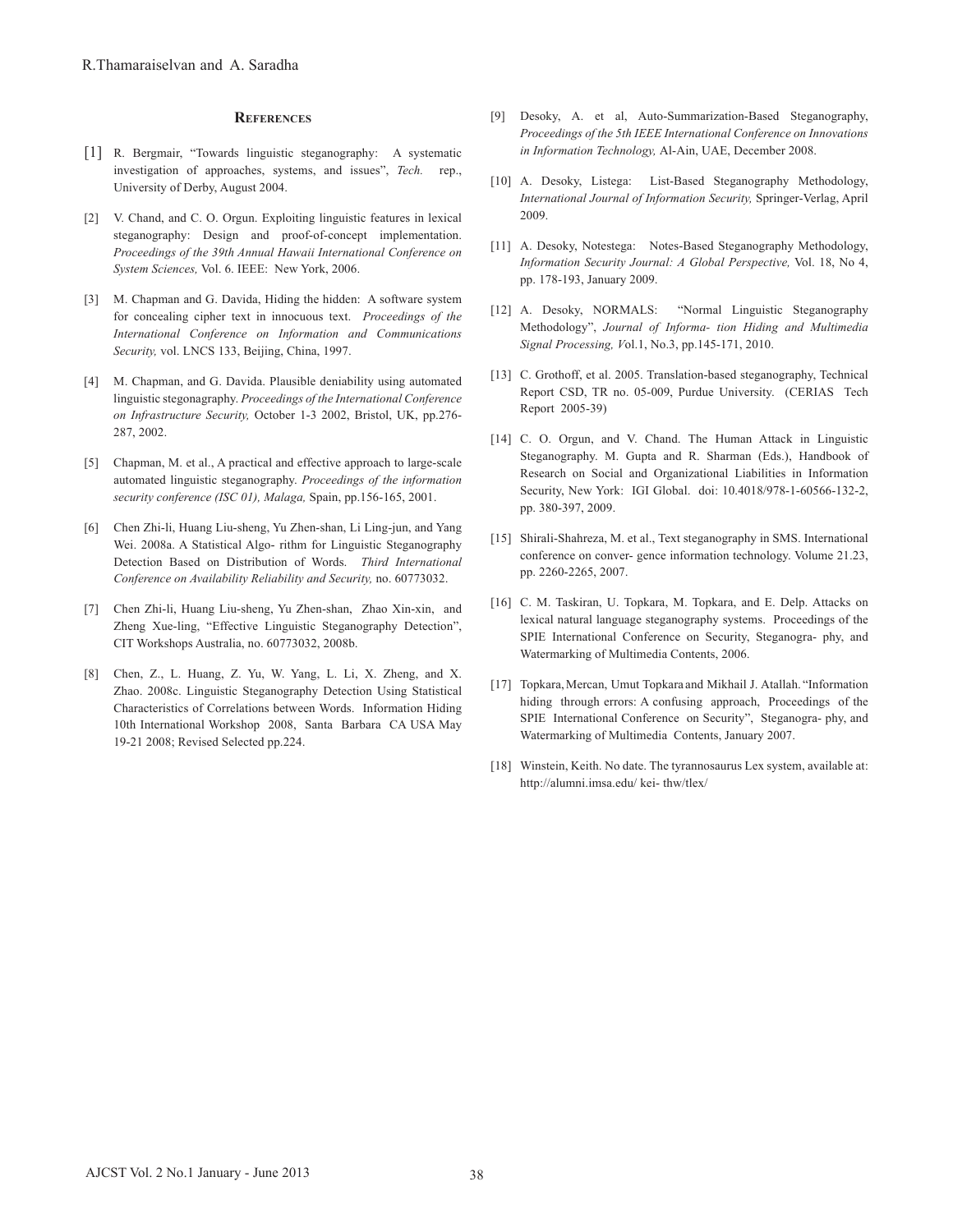## References

[1] R. Bergmair, "Towards linguistic steganography: A systematic investigation of approaches, systems, and issues", *Tech.* rep., University of Derby, August 2004.

[2] V. Chand, and C. O. Orgun. Exploiting linguistic features in lexical steganography: Design and proof-of-concept implementation. *Proceedings of the 39th Annual Hawaii International Conference on System Sciences,* Vol. 6. IEEE: New York, 2006.

[3] M. Chapman and G. Davida, Hiding the hidden: A software system for concealing cipher text in innocuous text. *Proceedings of the International Conference on Information and Communications Security,* vol. LNCS 133, Beijing, China, 1997.

[4] M. Chapman, and G. Davida. Plausible deniability using automated linguistic stegonagraphy. *Proceedings of the International Conference on Infrastructure Security,* October 1-3 2002, Bristol, UK, pp.276-287, 2002.

[5] Chapman, M. et al., A practical and effective approach to large-scale automated linguistic steganography. *Proceedings of the information security conference (ISC 01), Malaga,* Spain, pp.156-165, 2001.

[6] Chen Zhi-li, Huang Liu-sheng, Yu Zhen-shan, Li Ling-jun, and Yang Wei. 2008a. A Statistical Algo- rithm for Linguistic Steganography Detection Based on Distribution of Words. *Third International Conference on Availability Reliability and Security,* no. 60773032.

[7] Chen Zhi-li, Huang Liu-sheng, Yu Zhen-shan, Zhao Xin-xin, and Zheng Xue-ling, "Effective Linguistic Steganography Detection", CIT Workshops Australia, no. 60773032, 2008b.

[8] Chen, Z., L. Huang, Z. Yu, W. Yang, L. Li, X. Zheng, and X. Zhao. 2008c. Linguistic Steganography Detection Using Statistical Characteristics of Correlations between Words. Information Hiding 10th International Workshop 2008, Santa Barbara CA USA May 19-21 2008; Revised Selected pp.224.

[9] Desoky, A. et al, Auto-Summarization-Based Steganography, *Proceedings of the 5th IEEE International Conference on Innovations in Information Technology,* Al-Ain, UAE, December 2008.

[10] A. Desoky, Listega: List-Based Steganography Methodology, *International Journal of Information Security,* Springer-Verlag, April 2009.

[11] A. Desoky, Notestega: Notes-Based Steganography Methodology, *Information Security Journal: A Global Perspective,* Vol. 18, No 4, pp. 178-193, January 2009.

[12] A. Desoky, NORMALS: "Normal Linguistic Steganography Methodology", *Journal of Informa- tion Hiding and Multimedia Signal Processing, V*ol.1, No.3, pp.145-171, 2010.

[13] C. Grothoff, et al. 2005. Translation-based steganography, Technical Report CSD, TR no. 05-009, Purdue University. (CERIAS Tech Report 2005-39)

[14] C. O. Orgun, and V. Chand. The Human Attack in Linguistic Steganography. M. Gupta and R. Sharman (Eds.), Handbook of Research on Social and Organizational Liabilities in Information Security, New York: IGI Global. doi: 10.4018/978-1-60566-132-2, pp. 380-397, 2009.

[15] Shirali-Shahreza, M. et al., Text steganography in SMS. International conference on conver- gence information technology. Volume 21.23, pp. 2260-2265, 2007.

[16] C. M. Taskiran, U. Topkara, M. Topkara, and E. Delp. Attacks on lexical natural language steganography systems. Proceedings of the SPIE International Conference on Security, Steganogra- phy, and Watermarking of Multimedia Contents, 2006.

[17] Topkara, Mercan, Umut Topkara and Mikhail J. Atallah. "Information hiding through errors: A confusing approach, Proceedings of the SPIE International Conference on Security", Steganogra- phy, and Watermarking of Multimedia Contents, January 2007.

[18] Winstein, Keith. No date. The tyrannosaurus Lex system, available at: http://alumni.imsa.edu/ kei- thw/tlex/